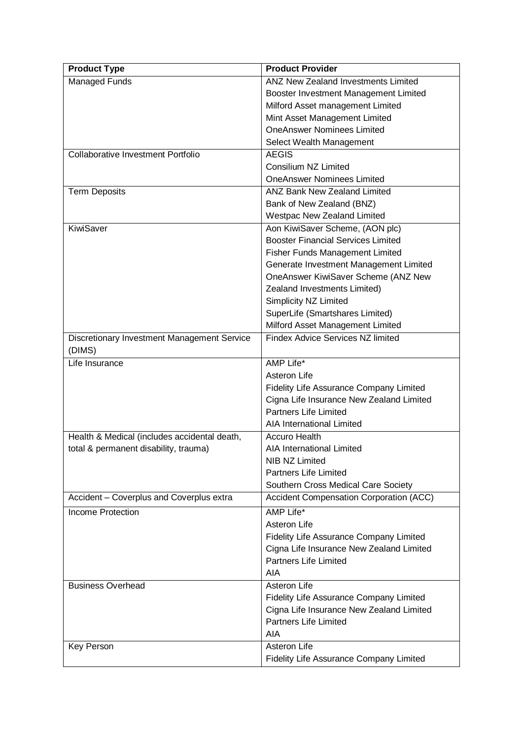| Product Type | Product Provider |
| --- | --- |
| Managed Funds | ANZ New Zealand Investments Limited<br>Booster Investment Management Limited<br>Milford Asset management Limited<br>Mint Asset Management Limited<br>OneAnswer Nominees Limited<br>Select Wealth Management |
| Collaborative Investment Portfolio | AEGIS<br>Consilium NZ Limited<br>OneAnswer Nominees Limited |
| Term Deposits | ANZ Bank New Zealand Limited<br>Bank of New Zealand (BNZ)<br>Westpac New Zealand Limited |
| KiwiSaver | Aon KiwiSaver Scheme, (AON plc)<br>Booster Financial Services Limited<br>Fisher Funds Management Limited<br>Generate Investment Management Limited<br>OneAnswer KiwiSaver Scheme (ANZ New Zealand Investments Limited)<br>Simplicity NZ Limited<br>SuperLife (Smartshares Limited)<br>Milford Asset Management Limited |
| Discretionary Investment Management Service (DIMS) | Findex Advice Services NZ limited |
| Life Insurance | AMP Life*<br>Asteron Life<br>Fidelity Life Assurance Company Limited<br>Cigna Life Insurance New Zealand Limited<br>Partners Life Limited<br>AIA International Limited |
| Health & Medical (includes accidental death, total & permanent disability, trauma) | Accuro Health<br>AIA International Limited<br>NIB NZ Limited<br>Partners Life Limited<br>Southern Cross Medical Care Society |
| Accident – Coverplus and Coverplus extra | Accident Compensation Corporation (ACC) |
| Income Protection | AMP Life*<br>Asteron Life<br>Fidelity Life Assurance Company Limited<br>Cigna Life Insurance New Zealand Limited<br>Partners Life Limited<br>AIA |
| Business Overhead | Asteron Life<br>Fidelity Life Assurance Company Limited<br>Cigna Life Insurance New Zealand Limited<br>Partners Life Limited<br>AIA |
| Key Person | Asteron Life<br>Fidelity Life Assurance Company Limited |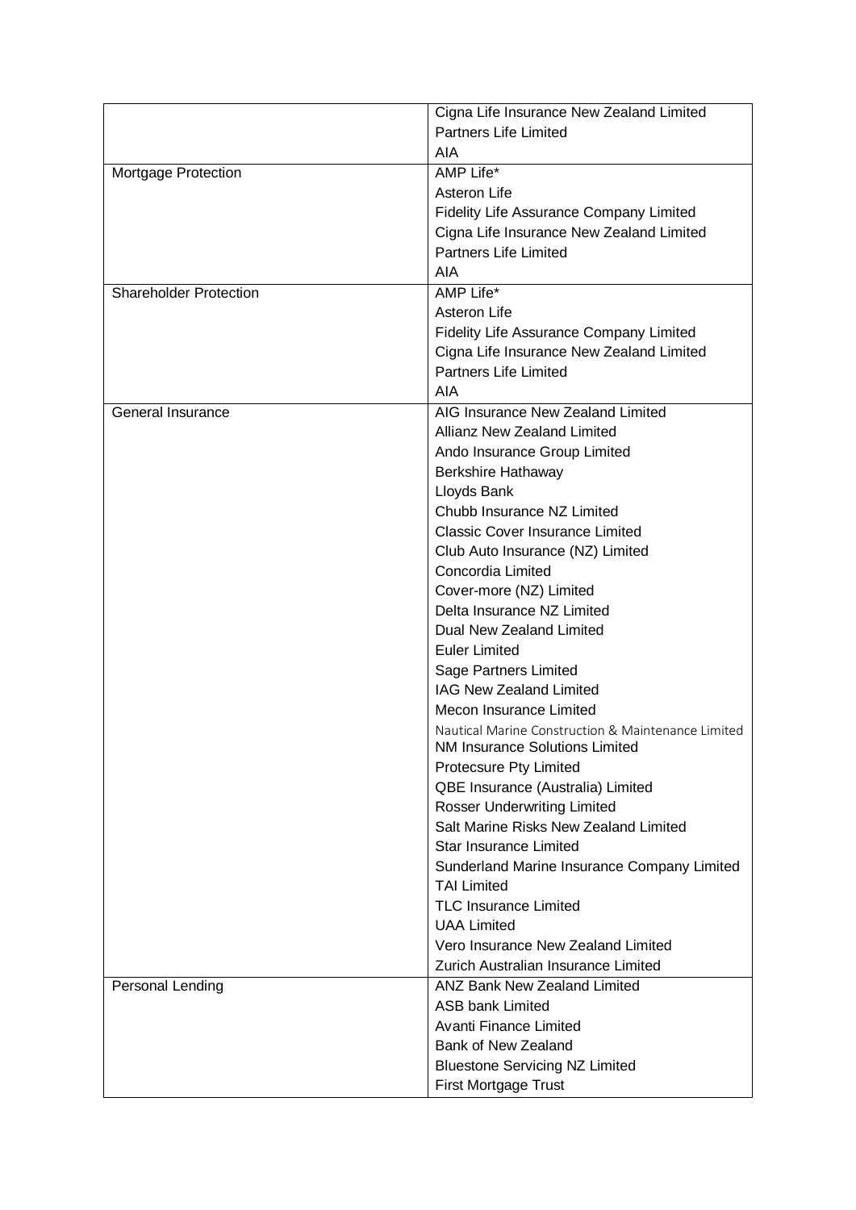| | |
|---|---|
| | Cigna Life Insurance New Zealand Limited<br>Partners Life Limited<br>AIA |
| Mortgage Protection | AMP Life*<br>Asteron Life<br>Fidelity Life Assurance Company Limited<br>Cigna Life Insurance New Zealand Limited<br>Partners Life Limited<br>AIA |
| Shareholder Protection | AMP Life*<br>Asteron Life<br>Fidelity Life Assurance Company Limited<br>Cigna Life Insurance New Zealand Limited<br>Partners Life Limited<br>AIA |
| General Insurance | AIG Insurance New Zealand Limited<br>Allianz New Zealand Limited<br>Ando Insurance Group Limited<br>Berkshire Hathaway<br>Lloyds Bank<br>Chubb Insurance NZ Limited<br>Classic Cover Insurance Limited<br>Club Auto Insurance (NZ) Limited<br>Concordia Limited<br>Cover-more (NZ) Limited<br>Delta Insurance NZ Limited<br>Dual New Zealand Limited<br>Euler Limited<br>Sage Partners Limited<br>IAG New Zealand Limited<br>Mecon Insurance Limited<br>Nautical Marine Construction & Maintenance Limited<br>NM Insurance Solutions Limited<br>Protecsure Pty Limited<br>QBE Insurance (Australia) Limited<br>Rosser Underwriting Limited<br>Salt Marine Risks New Zealand Limited<br>Star Insurance Limited<br>Sunderland Marine Insurance Company Limited<br>TAI Limited<br>TLC Insurance Limited<br>UAA Limited<br>Vero Insurance New Zealand Limited<br>Zurich Australian Insurance Limited |
| Personal Lending | ANZ Bank New Zealand Limited<br>ASB bank Limited<br>Avanti Finance Limited<br>Bank of New Zealand<br>Bluestone Servicing NZ Limited<br>First Mortgage Trust |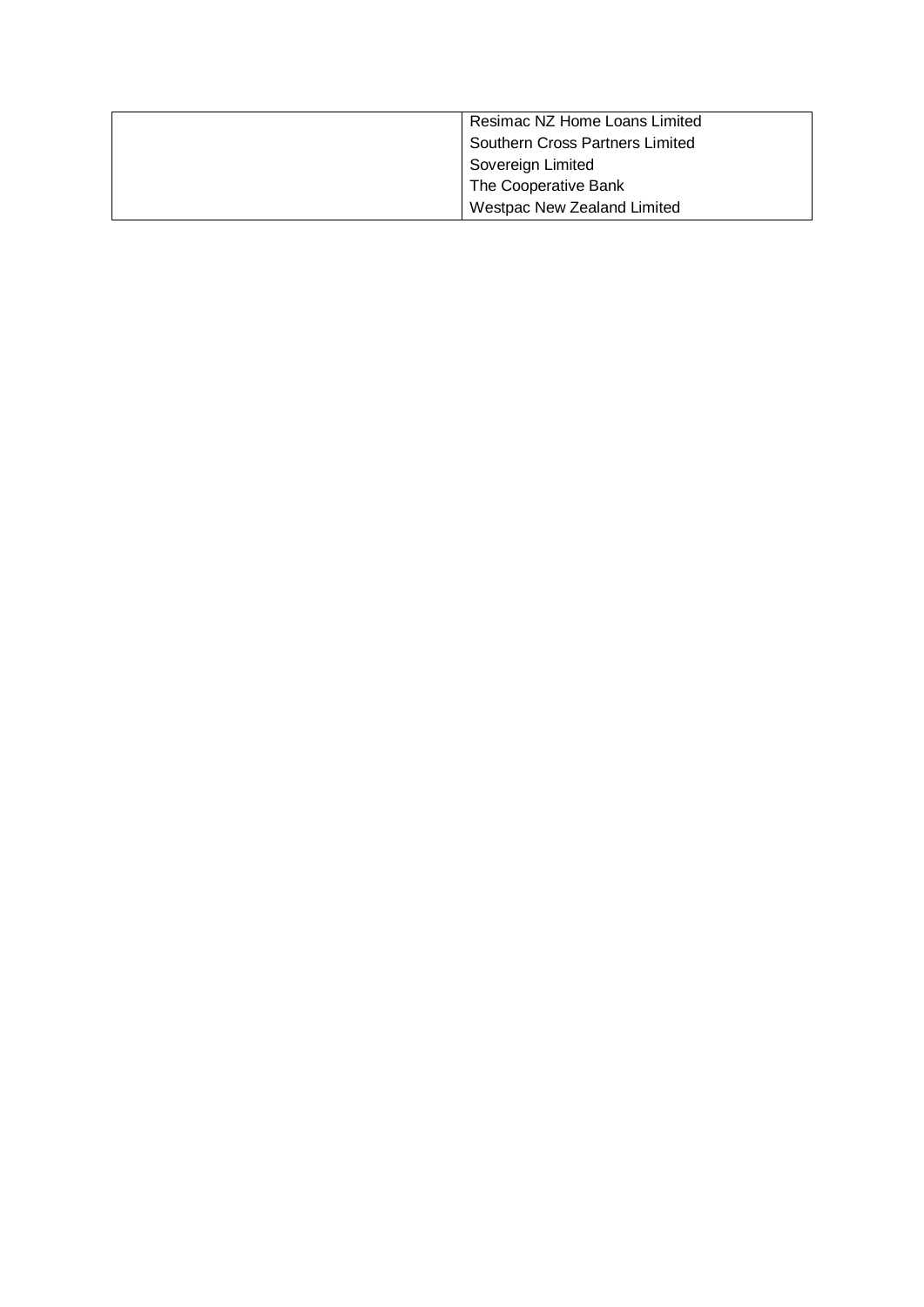| | |
|---|---|
| | Resimac NZ Home Loans Limited<br>Southern Cross Partners Limited<br>Sovereign Limited<br>The Cooperative Bank<br>Westpac New Zealand Limited |